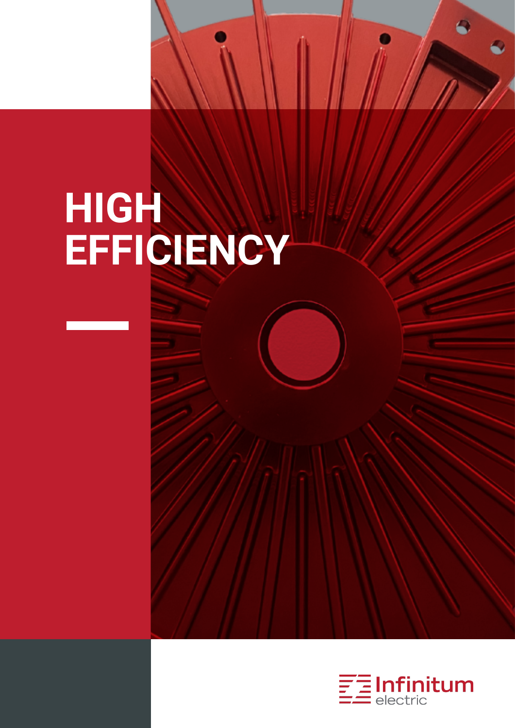# HIGH EFFICIENCY

Infinitum electric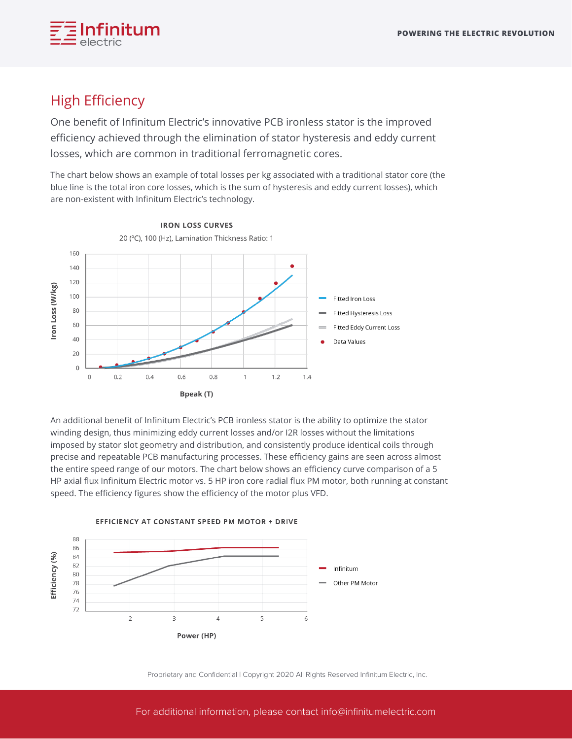## High Efficiency

One benefit of Infinitum Electric's innovative PCB ironless stator is the improved efficiency achieved through the elimination of stator hysteresis and eddy current losses, which are common in traditional ferromagnetic cores.

The chart below shows an example of total losses per kg associated with a traditional stator core (the blue line is the total iron core losses, which is the sum of hysteresis and eddy current losses), which are non-existent with Infinitum Electric's technology.

**IRON LOSS CURVES**

20 (°C), 100 (Hz), Lamination Thickness Ratio: 1

Iron Loss (W/kg)

160
140
120
100
80
60
40
20
0

0
0.2
0.4
0.6
0.8
1
1.2
1.4

Bpeak (T)

Fitted Iron Loss
Fitted Hysteresis Loss
Fitted Eddy Current Loss
Data Values

An additional benefit of Infinitum Electric's PCB ironless stator is the ability to optimize the stator winding design, thus minimizing eddy current losses and/or I2R losses without the limitations imposed by stator slot geometry and distribution, and consistently produce identical coils through precise and repeatable PCB manufacturing processes. These efficiency gains are seen across almost the entire speed range of our motors. The chart below shows an efficiency curve comparison of a 5 HP axial flux Infinitum Electric motor vs. 5 HP iron core radial flux PM motor, both running at constant speed. The efficiency figures show the efficiency of the motor plus VFD.

**EFFICIENCY AT CONSTANT SPEED PM MOTOR + DRIVE**

Efficiency (%)

88
86
84
82
80
78
76
74
72

2
3
4
5
6

Power (HP)

Infinitum
Other PM Motor

Proprietary and Confidential | Copyright 2020 All Rights Reserved Infinitum Electric, Inc.

For additional information, please contact info@infinitumelectric.com